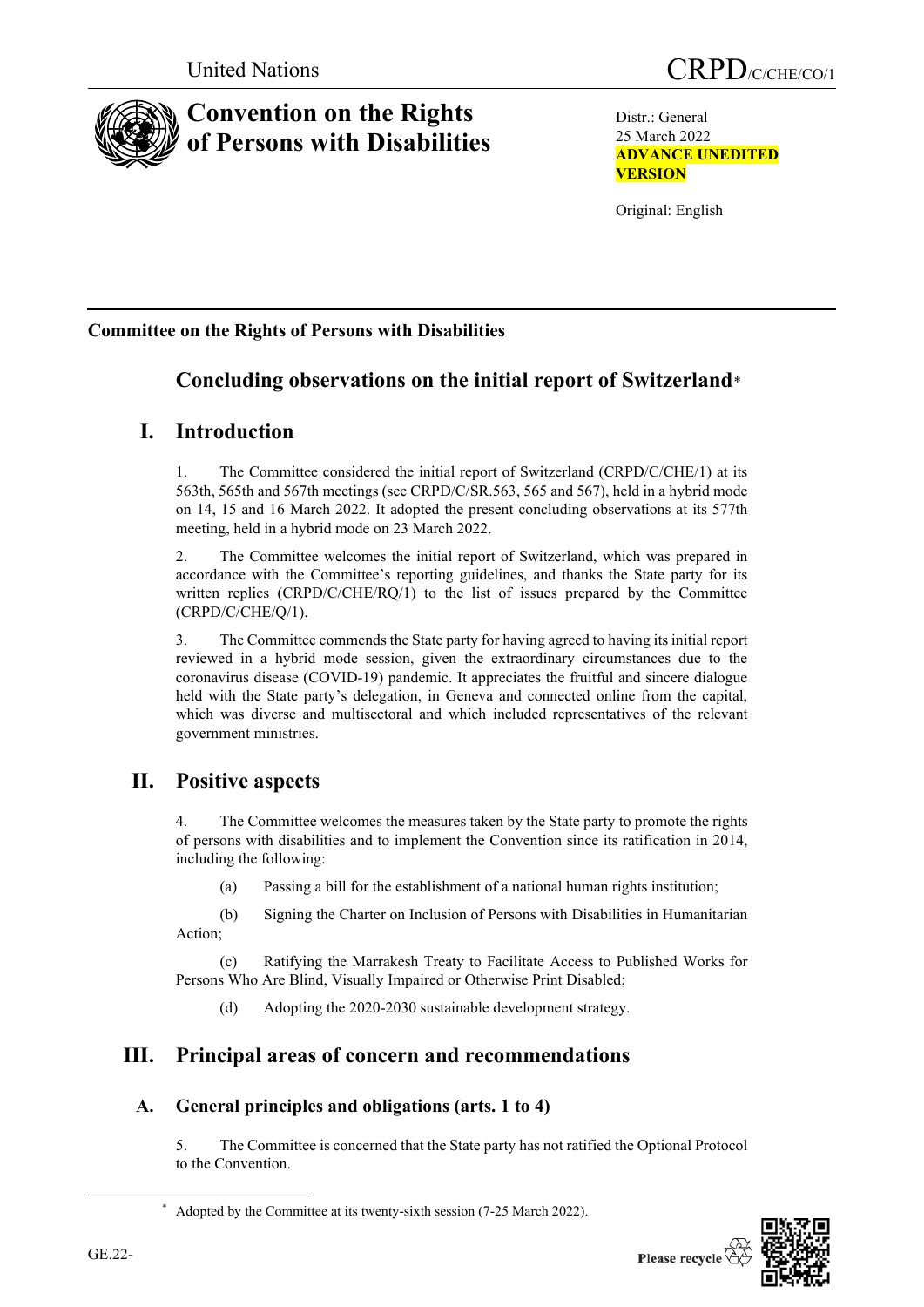United Nations

CRPD/C/CHE/CO/1

# Convention on the Rights of Persons with Disabilities

Distr.: General
25 March 2022
**ADVANCE UNEDITED VERSION**

Original: English

**Committee on the Rights of Persons with Disabilities**

## Concluding observations on the initial report of Switzerland*

## I. Introduction

1. The Committee considered the initial report of Switzerland (CRPD/C/CHE/1) at its 563th, 565th and 567th meetings (see CRPD/C/SR.563, 565 and 567), held in a hybrid mode on 14, 15 and 16 March 2022. It adopted the present concluding observations at its 577th meeting, held in a hybrid mode on 23 March 2022.

2. The Committee welcomes the initial report of Switzerland, which was prepared in accordance with the Committee's reporting guidelines, and thanks the State party for its written replies (CRPD/C/CHE/RQ/1) to the list of issues prepared by the Committee (CRPD/C/CHE/Q/1).

3. The Committee commends the State party for having agreed to having its initial report reviewed in a hybrid mode session, given the extraordinary circumstances due to the coronavirus disease (COVID-19) pandemic. It appreciates the fruitful and sincere dialogue held with the State party's delegation, in Geneva and connected online from the capital, which was diverse and multisectoral and which included representatives of the relevant government ministries.

## II. Positive aspects

4. The Committee welcomes the measures taken by the State party to promote the rights of persons with disabilities and to implement the Convention since its ratification in 2014, including the following:

(a) Passing a bill for the establishment of a national human rights institution;

(b) Signing the Charter on Inclusion of Persons with Disabilities in Humanitarian Action;

(c) Ratifying the Marrakesh Treaty to Facilitate Access to Published Works for Persons Who Are Blind, Visually Impaired or Otherwise Print Disabled;

(d) Adopting the 2020-2030 sustainable development strategy.

## III. Principal areas of concern and recommendations

### A. General principles and obligations (arts. 1 to 4)

5. The Committee is concerned that the State party has not ratified the Optional Protocol to the Convention.

* Adopted by the Committee at its twenty-sixth session (7-25 March 2022).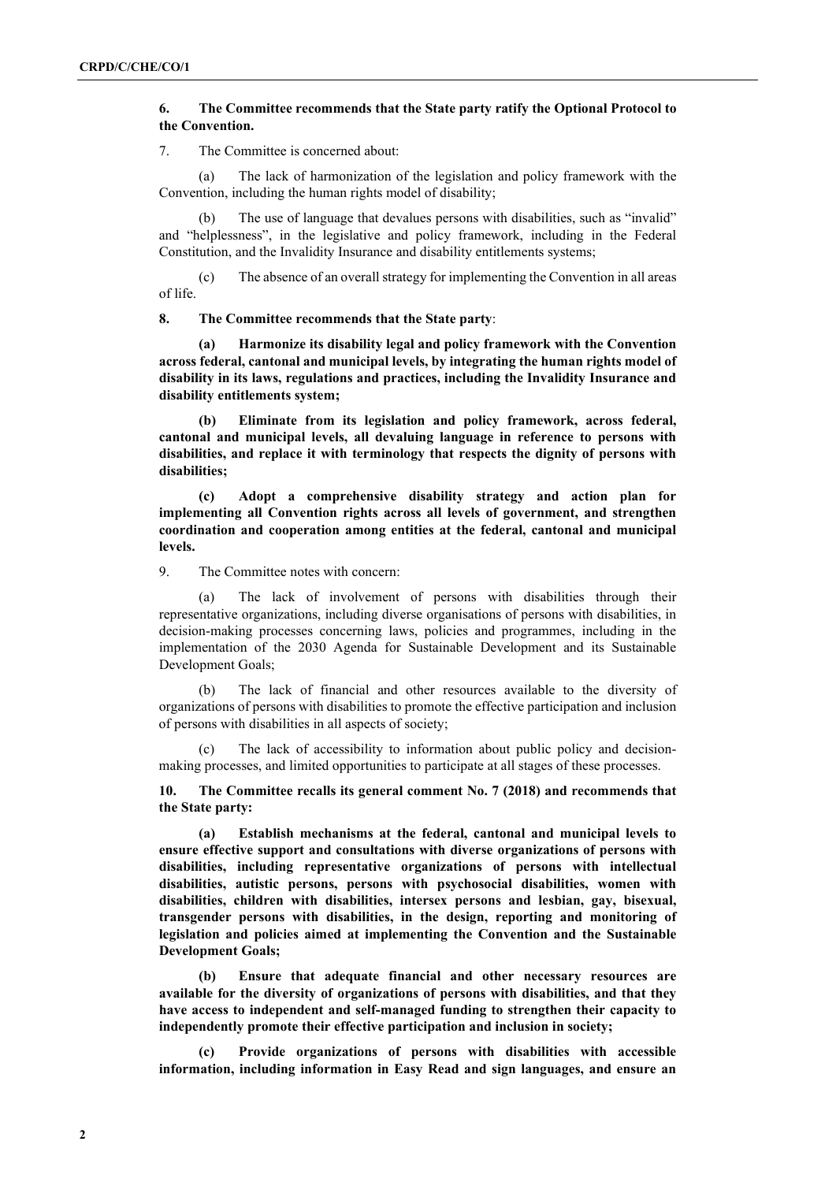**6. The Committee recommends that the State party ratify the Optional Protocol to the Convention.**

7. The Committee is concerned about:

(a) The lack of harmonization of the legislation and policy framework with the Convention, including the human rights model of disability;

(b) The use of language that devalues persons with disabilities, such as "invalid" and "helplessness", in the legislative and policy framework, including in the Federal Constitution, and the Invalidity Insurance and disability entitlements systems;

(c) The absence of an overall strategy for implementing the Convention in all areas of life.

**8. The Committee recommends that the State party**:

**(a) Harmonize its disability legal and policy framework with the Convention across federal, cantonal and municipal levels, by integrating the human rights model of disability in its laws, regulations and practices, including the Invalidity Insurance and disability entitlements system;**

**(b) Eliminate from its legislation and policy framework, across federal, cantonal and municipal levels, all devaluing language in reference to persons with disabilities, and replace it with terminology that respects the dignity of persons with disabilities;**

**(c) Adopt a comprehensive disability strategy and action plan for implementing all Convention rights across all levels of government, and strengthen coordination and cooperation among entities at the federal, cantonal and municipal levels.**

9. The Committee notes with concern:

(a) The lack of involvement of persons with disabilities through their representative organizations, including diverse organisations of persons with disabilities, in decision-making processes concerning laws, policies and programmes, including in the implementation of the 2030 Agenda for Sustainable Development and its Sustainable Development Goals;

(b) The lack of financial and other resources available to the diversity of organizations of persons with disabilities to promote the effective participation and inclusion of persons with disabilities in all aspects of society;

(c) The lack of accessibility to information about public policy and decision-making processes, and limited opportunities to participate at all stages of these processes.

**10. The Committee recalls its general comment No. 7 (2018) and recommends that the State party:**

**(a) Establish mechanisms at the federal, cantonal and municipal levels to ensure effective support and consultations with diverse organizations of persons with disabilities, including representative organizations of persons with intellectual disabilities, autistic persons, persons with psychosocial disabilities, women with disabilities, children with disabilities, intersex persons and lesbian, gay, bisexual, transgender persons with disabilities, in the design, reporting and monitoring of legislation and policies aimed at implementing the Convention and the Sustainable Development Goals;**

**(b) Ensure that adequate financial and other necessary resources are available for the diversity of organizations of persons with disabilities, and that they have access to independent and self-managed funding to strengthen their capacity to independently promote their effective participation and inclusion in society;**

**(c) Provide organizations of persons with disabilities with accessible information, including information in Easy Read and sign languages, and ensure an**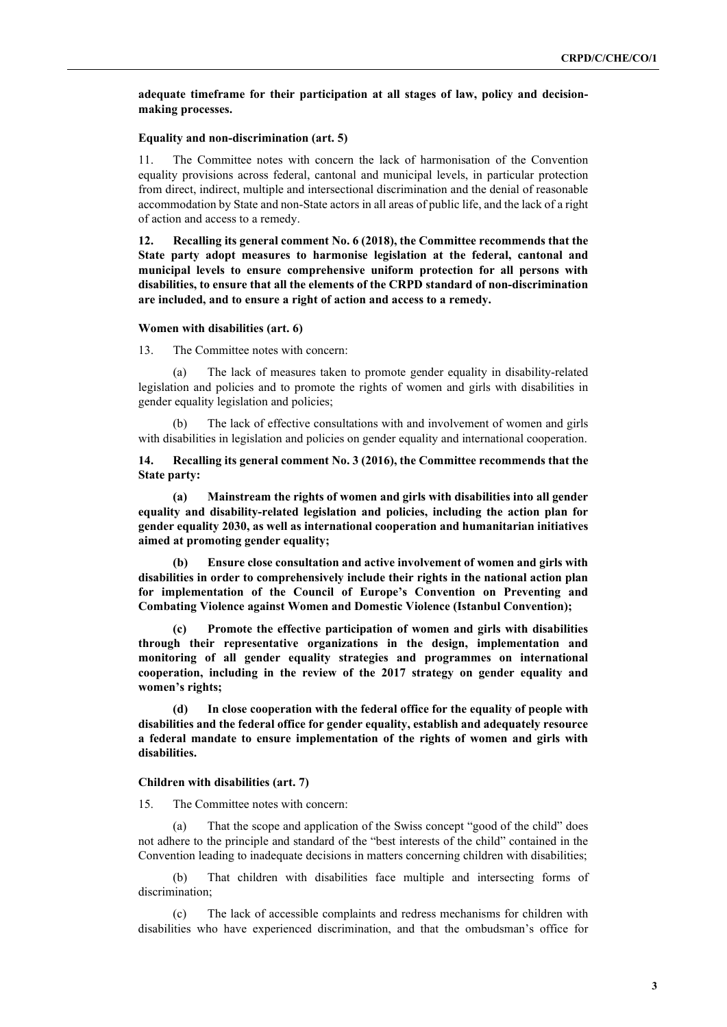**adequate timeframe for their participation at all stages of law, policy and decision-making processes.**

### Equality and non-discrimination (art. 5)

11. The Committee notes with concern the lack of harmonisation of the Convention equality provisions across federal, cantonal and municipal levels, in particular protection from direct, indirect, multiple and intersectional discrimination and the denial of reasonable accommodation by State and non-State actors in all areas of public life, and the lack of a right of action and access to a remedy.

**12. Recalling its general comment No. 6 (2018), the Committee recommends that the State party adopt measures to harmonise legislation at the federal, cantonal and municipal levels to ensure comprehensive uniform protection for all persons with disabilities, to ensure that all the elements of the CRPD standard of non-discrimination are included, and to ensure a right of action and access to a remedy.**

### Women with disabilities (art. 6)

13. The Committee notes with concern:

(a) The lack of measures taken to promote gender equality in disability-related legislation and policies and to promote the rights of women and girls with disabilities in gender equality legislation and policies;

(b) The lack of effective consultations with and involvement of women and girls with disabilities in legislation and policies on gender equality and international cooperation.

**14. Recalling its general comment No. 3 (2016), the Committee recommends that the State party:**

**(a) Mainstream the rights of women and girls with disabilities into all gender equality and disability-related legislation and policies, including the action plan for gender equality 2030, as well as international cooperation and humanitarian initiatives aimed at promoting gender equality;**

**(b) Ensure close consultation and active involvement of women and girls with disabilities in order to comprehensively include their rights in the national action plan for implementation of the Council of Europe's Convention on Preventing and Combating Violence against Women and Domestic Violence (Istanbul Convention);**

**(c) Promote the effective participation of women and girls with disabilities through their representative organizations in the design, implementation and monitoring of all gender equality strategies and programmes on international cooperation, including in the review of the 2017 strategy on gender equality and women's rights;**

**(d) In close cooperation with the federal office for the equality of people with disabilities and the federal office for gender equality, establish and adequately resource a federal mandate to ensure implementation of the rights of women and girls with disabilities.**

### Children with disabilities (art. 7)

15. The Committee notes with concern:

(a) That the scope and application of the Swiss concept "good of the child" does not adhere to the principle and standard of the "best interests of the child" contained in the Convention leading to inadequate decisions in matters concerning children with disabilities;

(b) That children with disabilities face multiple and intersecting forms of discrimination;

(c) The lack of accessible complaints and redress mechanisms for children with disabilities who have experienced discrimination, and that the ombudsman's office for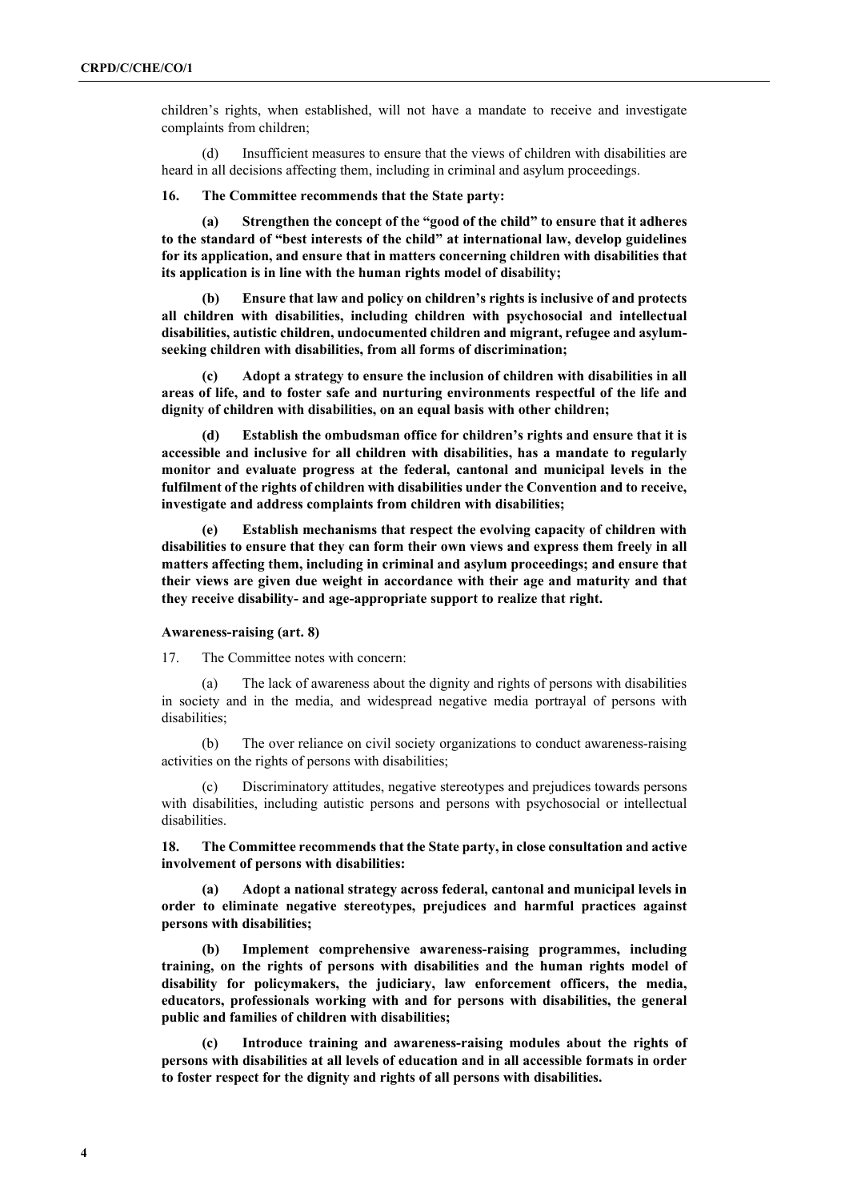children's rights, when established, will not have a mandate to receive and investigate complaints from children;

(d) Insufficient measures to ensure that the views of children with disabilities are heard in all decisions affecting them, including in criminal and asylum proceedings.

**16. The Committee recommends that the State party:**

**(a) Strengthen the concept of the "good of the child" to ensure that it adheres to the standard of "best interests of the child" at international law, develop guidelines for its application, and ensure that in matters concerning children with disabilities that its application is in line with the human rights model of disability;**

**(b) Ensure that law and policy on children's rights is inclusive of and protects all children with disabilities, including children with psychosocial and intellectual disabilities, autistic children, undocumented children and migrant, refugee and asylum-seeking children with disabilities, from all forms of discrimination;**

**(c) Adopt a strategy to ensure the inclusion of children with disabilities in all areas of life, and to foster safe and nurturing environments respectful of the life and dignity of children with disabilities, on an equal basis with other children;**

**(d) Establish the ombudsman office for children's rights and ensure that it is accessible and inclusive for all children with disabilities, has a mandate to regularly monitor and evaluate progress at the federal, cantonal and municipal levels in the fulfilment of the rights of children with disabilities under the Convention and to receive, investigate and address complaints from children with disabilities;**

**(e) Establish mechanisms that respect the evolving capacity of children with disabilities to ensure that they can form their own views and express them freely in all matters affecting them, including in criminal and asylum proceedings; and ensure that their views are given due weight in accordance with their age and maturity and that they receive disability- and age-appropriate support to realize that right.**

### Awareness-raising (art. 8)

17. The Committee notes with concern:

(a) The lack of awareness about the dignity and rights of persons with disabilities in society and in the media, and widespread negative media portrayal of persons with disabilities;

(b) The over reliance on civil society organizations to conduct awareness-raising activities on the rights of persons with disabilities;

(c) Discriminatory attitudes, negative stereotypes and prejudices towards persons with disabilities, including autistic persons and persons with psychosocial or intellectual disabilities.

**18. The Committee recommends that the State party, in close consultation and active involvement of persons with disabilities:**

**(a) Adopt a national strategy across federal, cantonal and municipal levels in order to eliminate negative stereotypes, prejudices and harmful practices against persons with disabilities;**

**(b) Implement comprehensive awareness-raising programmes, including training, on the rights of persons with disabilities and the human rights model of disability for policymakers, the judiciary, law enforcement officers, the media, educators, professionals working with and for persons with disabilities, the general public and families of children with disabilities;**

**(c) Introduce training and awareness-raising modules about the rights of persons with disabilities at all levels of education and in all accessible formats in order to foster respect for the dignity and rights of all persons with disabilities.**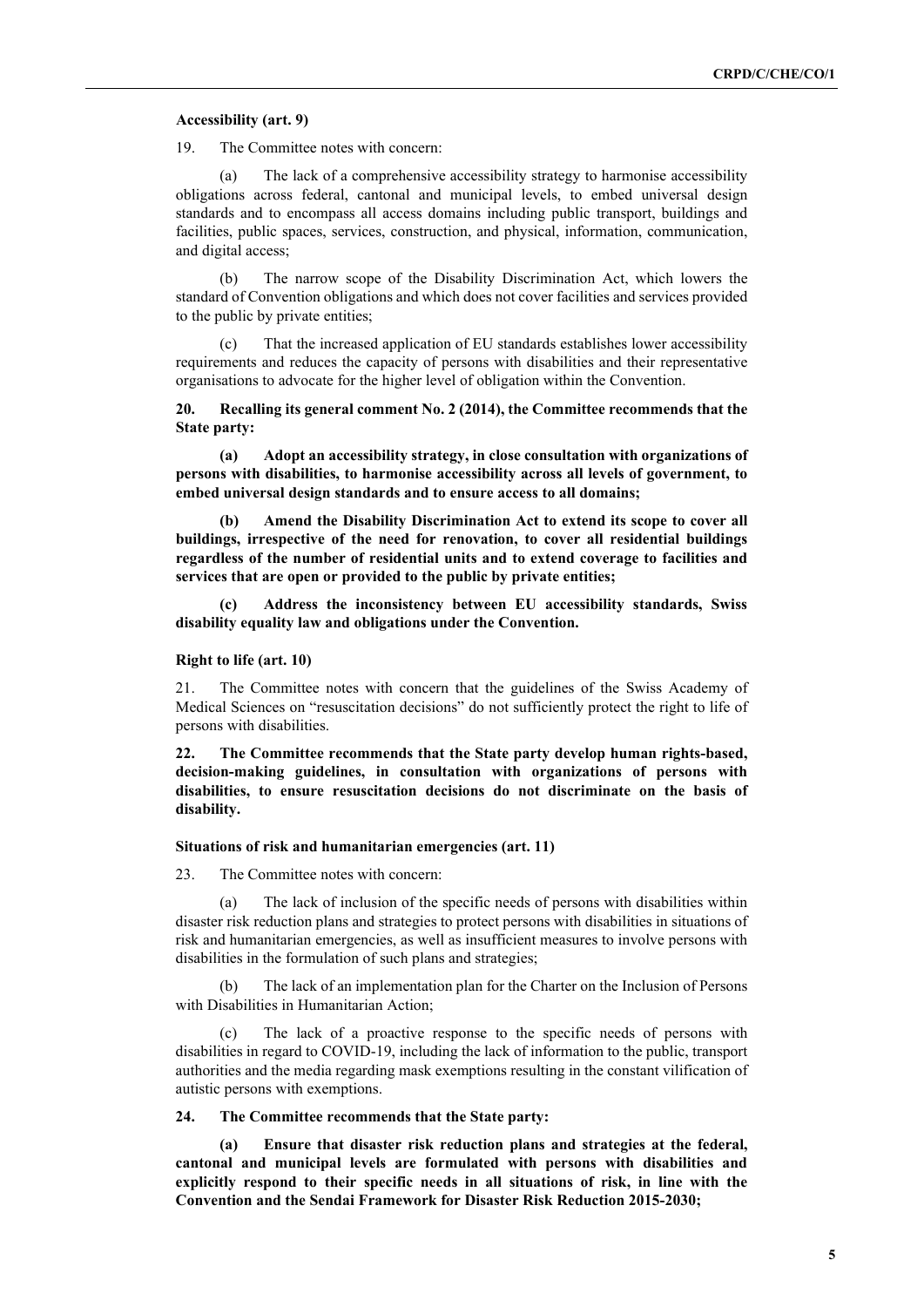### Accessibility (art. 9)

19. The Committee notes with concern:

(a) The lack of a comprehensive accessibility strategy to harmonise accessibility obligations across federal, cantonal and municipal levels, to embed universal design standards and to encompass all access domains including public transport, buildings and facilities, public spaces, services, construction, and physical, information, communication, and digital access;

(b) The narrow scope of the Disability Discrimination Act, which lowers the standard of Convention obligations and which does not cover facilities and services provided to the public by private entities;

(c) That the increased application of EU standards establishes lower accessibility requirements and reduces the capacity of persons with disabilities and their representative organisations to advocate for the higher level of obligation within the Convention.

**20. Recalling its general comment No. 2 (2014), the Committee recommends that the State party:**

**(a) Adopt an accessibility strategy, in close consultation with organizations of persons with disabilities, to harmonise accessibility across all levels of government, to embed universal design standards and to ensure access to all domains;**

**(b) Amend the Disability Discrimination Act to extend its scope to cover all buildings, irrespective of the need for renovation, to cover all residential buildings regardless of the number of residential units and to extend coverage to facilities and services that are open or provided to the public by private entities;**

**(c) Address the inconsistency between EU accessibility standards, Swiss disability equality law and obligations under the Convention.**

### Right to life (art. 10)

21. The Committee notes with concern that the guidelines of the Swiss Academy of Medical Sciences on "resuscitation decisions" do not sufficiently protect the right to life of persons with disabilities.

**22. The Committee recommends that the State party develop human rights-based, decision-making guidelines, in consultation with organizations of persons with disabilities, to ensure resuscitation decisions do not discriminate on the basis of disability.**

### Situations of risk and humanitarian emergencies (art. 11)

23. The Committee notes with concern:

(a) The lack of inclusion of the specific needs of persons with disabilities within disaster risk reduction plans and strategies to protect persons with disabilities in situations of risk and humanitarian emergencies, as well as insufficient measures to involve persons with disabilities in the formulation of such plans and strategies;

(b) The lack of an implementation plan for the Charter on the Inclusion of Persons with Disabilities in Humanitarian Action;

(c) The lack of a proactive response to the specific needs of persons with disabilities in regard to COVID-19, including the lack of information to the public, transport authorities and the media regarding mask exemptions resulting in the constant vilification of autistic persons with exemptions.

**24. The Committee recommends that the State party:**

**(a) Ensure that disaster risk reduction plans and strategies at the federal, cantonal and municipal levels are formulated with persons with disabilities and explicitly respond to their specific needs in all situations of risk, in line with the Convention and the Sendai Framework for Disaster Risk Reduction 2015-2030;**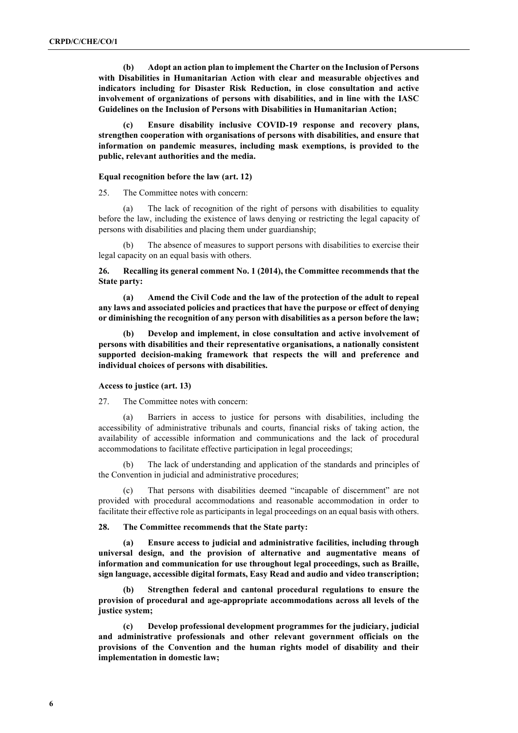**(b) Adopt an action plan to implement the Charter on the Inclusion of Persons with Disabilities in Humanitarian Action with clear and measurable objectives and indicators including for Disaster Risk Reduction, in close consultation and active involvement of organizations of persons with disabilities, and in line with the IASC Guidelines on the Inclusion of Persons with Disabilities in Humanitarian Action;**

**(c) Ensure disability inclusive COVID-19 response and recovery plans, strengthen cooperation with organisations of persons with disabilities, and ensure that information on pandemic measures, including mask exemptions, is provided to the public, relevant authorities and the media.**

### Equal recognition before the law (art. 12)

25. The Committee notes with concern:

(a) The lack of recognition of the right of persons with disabilities to equality before the law, including the existence of laws denying or restricting the legal capacity of persons with disabilities and placing them under guardianship;

(b) The absence of measures to support persons with disabilities to exercise their legal capacity on an equal basis with others.

**26. Recalling its general comment No. 1 (2014), the Committee recommends that the State party:**

**(a) Amend the Civil Code and the law of the protection of the adult to repeal any laws and associated policies and practices that have the purpose or effect of denying or diminishing the recognition of any person with disabilities as a person before the law;**

**(b) Develop and implement, in close consultation and active involvement of persons with disabilities and their representative organisations, a nationally consistent supported decision-making framework that respects the will and preference and individual choices of persons with disabilities.**

### Access to justice (art. 13)

27. The Committee notes with concern:

(a) Barriers in access to justice for persons with disabilities, including the accessibility of administrative tribunals and courts, financial risks of taking action, the availability of accessible information and communications and the lack of procedural accommodations to facilitate effective participation in legal proceedings;

(b) The lack of understanding and application of the standards and principles of the Convention in judicial and administrative procedures;

(c) That persons with disabilities deemed "incapable of discernment" are not provided with procedural accommodations and reasonable accommodation in order to facilitate their effective role as participants in legal proceedings on an equal basis with others.

**28. The Committee recommends that the State party:**

**(a) Ensure access to judicial and administrative facilities, including through universal design, and the provision of alternative and augmentative means of information and communication for use throughout legal proceedings, such as Braille, sign language, accessible digital formats, Easy Read and audio and video transcription;**

**(b) Strengthen federal and cantonal procedural regulations to ensure the provision of procedural and age-appropriate accommodations across all levels of the justice system;**

**(c) Develop professional development programmes for the judiciary, judicial and administrative professionals and other relevant government officials on the provisions of the Convention and the human rights model of disability and their implementation in domestic law;**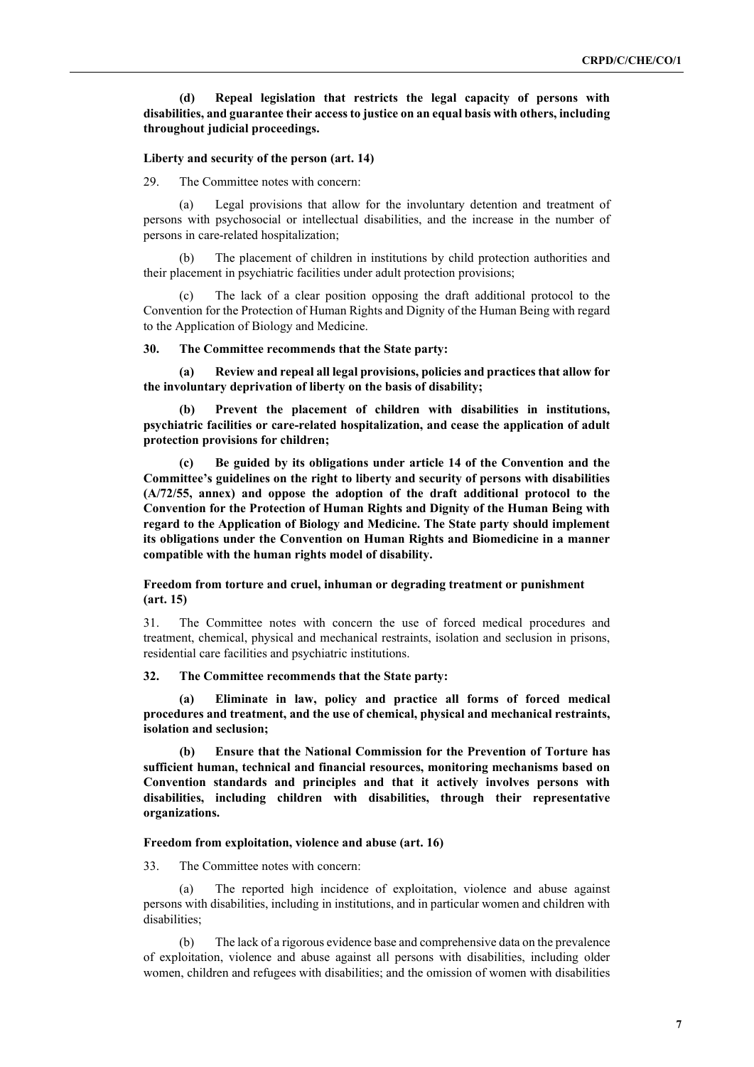**(d) Repeal legislation that restricts the legal capacity of persons with disabilities, and guarantee their access to justice on an equal basis with others, including throughout judicial proceedings.**

### Liberty and security of the person (art. 14)

29. The Committee notes with concern:

(a) Legal provisions that allow for the involuntary detention and treatment of persons with psychosocial or intellectual disabilities, and the increase in the number of persons in care-related hospitalization;

(b) The placement of children in institutions by child protection authorities and their placement in psychiatric facilities under adult protection provisions;

(c) The lack of a clear position opposing the draft additional protocol to the Convention for the Protection of Human Rights and Dignity of the Human Being with regard to the Application of Biology and Medicine.

**30. The Committee recommends that the State party:**

**(a) Review and repeal all legal provisions, policies and practices that allow for the involuntary deprivation of liberty on the basis of disability;**

**(b) Prevent the placement of children with disabilities in institutions, psychiatric facilities or care-related hospitalization, and cease the application of adult protection provisions for children;**

**(c) Be guided by its obligations under article 14 of the Convention and the Committee's guidelines on the right to liberty and security of persons with disabilities (A/72/55, annex) and oppose the adoption of the draft additional protocol to the Convention for the Protection of Human Rights and Dignity of the Human Being with regard to the Application of Biology and Medicine. The State party should implement its obligations under the Convention on Human Rights and Biomedicine in a manner compatible with the human rights model of disability.**

### Freedom from torture and cruel, inhuman or degrading treatment or punishment (art. 15)

31. The Committee notes with concern the use of forced medical procedures and treatment, chemical, physical and mechanical restraints, isolation and seclusion in prisons, residential care facilities and psychiatric institutions.

**32. The Committee recommends that the State party:**

**(a) Eliminate in law, policy and practice all forms of forced medical procedures and treatment, and the use of chemical, physical and mechanical restraints, isolation and seclusion;**

**(b) Ensure that the National Commission for the Prevention of Torture has sufficient human, technical and financial resources, monitoring mechanisms based on Convention standards and principles and that it actively involves persons with disabilities, including children with disabilities, through their representative organizations.**

### Freedom from exploitation, violence and abuse (art. 16)

33. The Committee notes with concern:

(a) The reported high incidence of exploitation, violence and abuse against persons with disabilities, including in institutions, and in particular women and children with disabilities;

(b) The lack of a rigorous evidence base and comprehensive data on the prevalence of exploitation, violence and abuse against all persons with disabilities, including older women, children and refugees with disabilities; and the omission of women with disabilities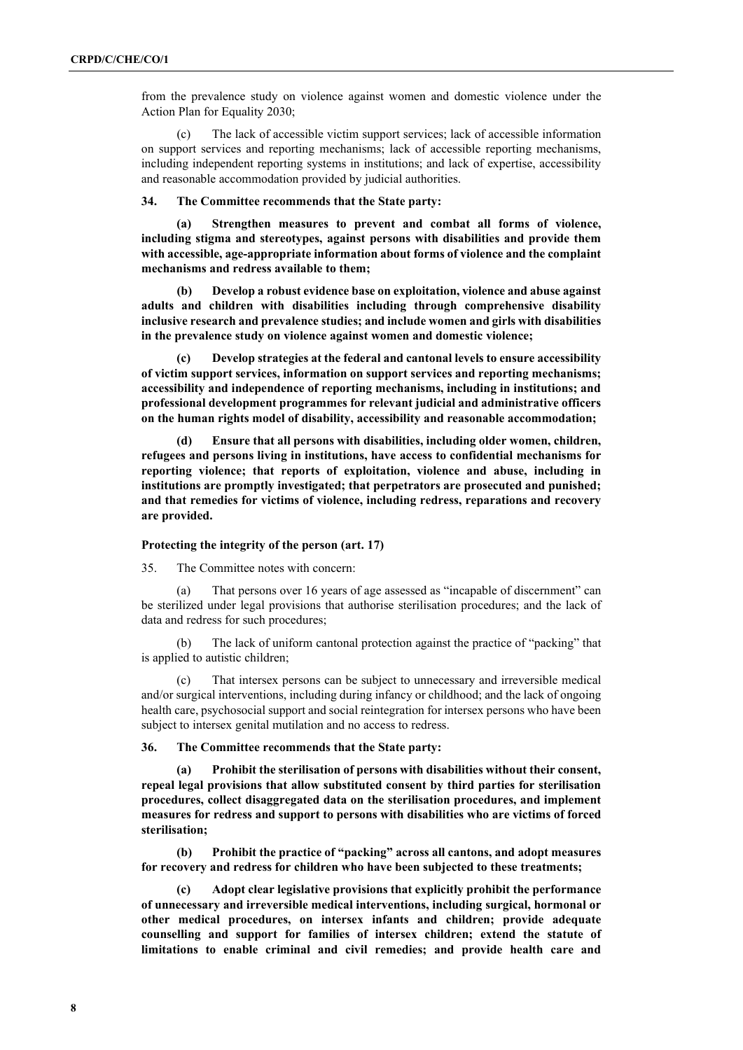from the prevalence study on violence against women and domestic violence under the Action Plan for Equality 2030;

(c) The lack of accessible victim support services; lack of accessible information on support services and reporting mechanisms; lack of accessible reporting mechanisms, including independent reporting systems in institutions; and lack of expertise, accessibility and reasonable accommodation provided by judicial authorities.

**34. The Committee recommends that the State party:**

**(a) Strengthen measures to prevent and combat all forms of violence, including stigma and stereotypes, against persons with disabilities and provide them with accessible, age-appropriate information about forms of violence and the complaint mechanisms and redress available to them;**

**(b) Develop a robust evidence base on exploitation, violence and abuse against adults and children with disabilities including through comprehensive disability inclusive research and prevalence studies; and include women and girls with disabilities in the prevalence study on violence against women and domestic violence;**

**(c) Develop strategies at the federal and cantonal levels to ensure accessibility of victim support services, information on support services and reporting mechanisms; accessibility and independence of reporting mechanisms, including in institutions; and professional development programmes for relevant judicial and administrative officers on the human rights model of disability, accessibility and reasonable accommodation;**

**(d) Ensure that all persons with disabilities, including older women, children, refugees and persons living in institutions, have access to confidential mechanisms for reporting violence; that reports of exploitation, violence and abuse, including in institutions are promptly investigated; that perpetrators are prosecuted and punished; and that remedies for victims of violence, including redress, reparations and recovery are provided.**

### Protecting the integrity of the person (art. 17)

35. The Committee notes with concern:

(a) That persons over 16 years of age assessed as "incapable of discernment" can be sterilized under legal provisions that authorise sterilisation procedures; and the lack of data and redress for such procedures;

(b) The lack of uniform cantonal protection against the practice of "packing" that is applied to autistic children;

(c) That intersex persons can be subject to unnecessary and irreversible medical and/or surgical interventions, including during infancy or childhood; and the lack of ongoing health care, psychosocial support and social reintegration for intersex persons who have been subject to intersex genital mutilation and no access to redress.

**36. The Committee recommends that the State party:**

**(a) Prohibit the sterilisation of persons with disabilities without their consent, repeal legal provisions that allow substituted consent by third parties for sterilisation procedures, collect disaggregated data on the sterilisation procedures, and implement measures for redress and support to persons with disabilities who are victims of forced sterilisation;**

**(b) Prohibit the practice of "packing" across all cantons, and adopt measures for recovery and redress for children who have been subjected to these treatments;**

**(c) Adopt clear legislative provisions that explicitly prohibit the performance of unnecessary and irreversible medical interventions, including surgical, hormonal or other medical procedures, on intersex infants and children; provide adequate counselling and support for families of intersex children; extend the statute of limitations to enable criminal and civil remedies; and provide health care and**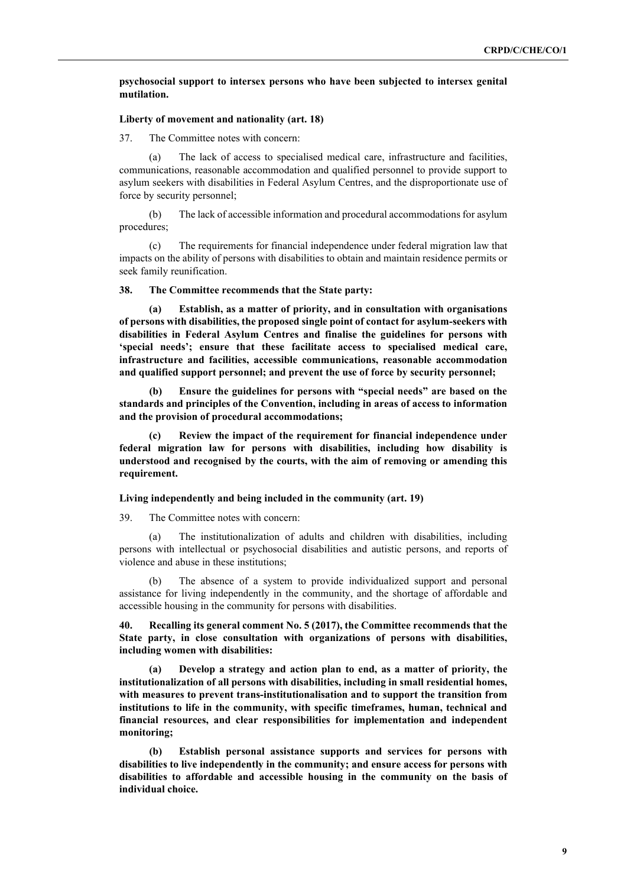**psychosocial support to intersex persons who have been subjected to intersex genital mutilation.**

**Liberty of movement and nationality (art. 18)**

37. The Committee notes with concern:

(a) The lack of access to specialised medical care, infrastructure and facilities, communications, reasonable accommodation and qualified personnel to provide support to asylum seekers with disabilities in Federal Asylum Centres, and the disproportionate use of force by security personnel;

(b) The lack of accessible information and procedural accommodations for asylum procedures;

(c) The requirements for financial independence under federal migration law that impacts on the ability of persons with disabilities to obtain and maintain residence permits or seek family reunification.

**38. The Committee recommends that the State party:**

**(a) Establish, as a matter of priority, and in consultation with organisations of persons with disabilities, the proposed single point of contact for asylum-seekers with disabilities in Federal Asylum Centres and finalise the guidelines for persons with 'special needs'; ensure that these facilitate access to specialised medical care, infrastructure and facilities, accessible communications, reasonable accommodation and qualified support personnel; and prevent the use of force by security personnel;**

**(b) Ensure the guidelines for persons with "special needs" are based on the standards and principles of the Convention, including in areas of access to information and the provision of procedural accommodations;**

**(c) Review the impact of the requirement for financial independence under federal migration law for persons with disabilities, including how disability is understood and recognised by the courts, with the aim of removing or amending this requirement.**

**Living independently and being included in the community (art. 19)**

39. The Committee notes with concern:

(a) The institutionalization of adults and children with disabilities, including persons with intellectual or psychosocial disabilities and autistic persons, and reports of violence and abuse in these institutions;

(b) The absence of a system to provide individualized support and personal assistance for living independently in the community, and the shortage of affordable and accessible housing in the community for persons with disabilities.

**40. Recalling its general comment No. 5 (2017), the Committee recommends that the State party, in close consultation with organizations of persons with disabilities, including women with disabilities:**

**(a) Develop a strategy and action plan to end, as a matter of priority, the institutionalization of all persons with disabilities, including in small residential homes, with measures to prevent trans-institutionalisation and to support the transition from institutions to life in the community, with specific timeframes, human, technical and financial resources, and clear responsibilities for implementation and independent monitoring;**

**(b) Establish personal assistance supports and services for persons with disabilities to live independently in the community; and ensure access for persons with disabilities to affordable and accessible housing in the community on the basis of individual choice.**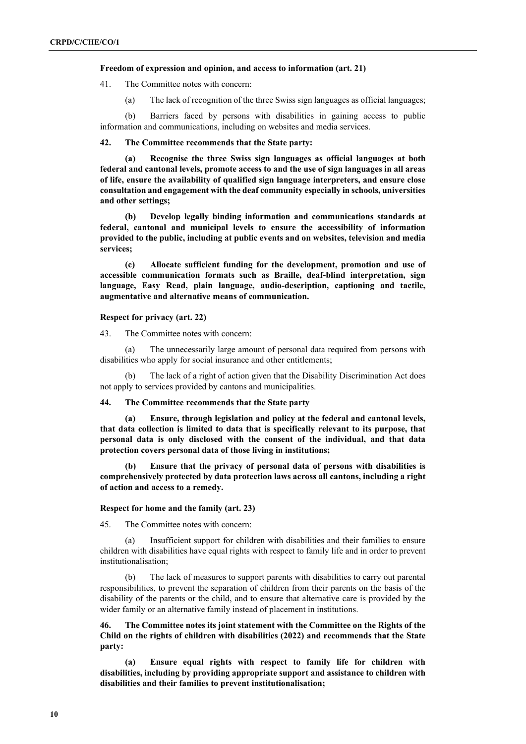**Freedom of expression and opinion, and access to information (art. 21)**

41. The Committee notes with concern:

(a) The lack of recognition of the three Swiss sign languages as official languages;

(b) Barriers faced by persons with disabilities in gaining access to public information and communications, including on websites and media services.

**42. The Committee recommends that the State party:**

**(a) Recognise the three Swiss sign languages as official languages at both federal and cantonal levels, promote access to and the use of sign languages in all areas of life, ensure the availability of qualified sign language interpreters, and ensure close consultation and engagement with the deaf community especially in schools, universities and other settings;**

**(b) Develop legally binding information and communications standards at federal, cantonal and municipal levels to ensure the accessibility of information provided to the public, including at public events and on websites, television and media services;**

**(c) Allocate sufficient funding for the development, promotion and use of accessible communication formats such as Braille, deaf-blind interpretation, sign language, Easy Read, plain language, audio-description, captioning and tactile, augmentative and alternative means of communication.**

**Respect for privacy (art. 22)**

43. The Committee notes with concern:

(a) The unnecessarily large amount of personal data required from persons with disabilities who apply for social insurance and other entitlements;

(b) The lack of a right of action given that the Disability Discrimination Act does not apply to services provided by cantons and municipalities.

**44. The Committee recommends that the State party**

**(a) Ensure, through legislation and policy at the federal and cantonal levels, that data collection is limited to data that is specifically relevant to its purpose, that personal data is only disclosed with the consent of the individual, and that data protection covers personal data of those living in institutions;**

**(b) Ensure that the privacy of personal data of persons with disabilities is comprehensively protected by data protection laws across all cantons, including a right of action and access to a remedy.**

**Respect for home and the family (art. 23)**

45. The Committee notes with concern:

(a) Insufficient support for children with disabilities and their families to ensure children with disabilities have equal rights with respect to family life and in order to prevent institutionalisation;

(b) The lack of measures to support parents with disabilities to carry out parental responsibilities, to prevent the separation of children from their parents on the basis of the disability of the parents or the child, and to ensure that alternative care is provided by the wider family or an alternative family instead of placement in institutions.

**46. The Committee notes its joint statement with the Committee on the Rights of the Child on the rights of children with disabilities (2022) and recommends that the State party:**

**(a) Ensure equal rights with respect to family life for children with disabilities, including by providing appropriate support and assistance to children with disabilities and their families to prevent institutionalisation;**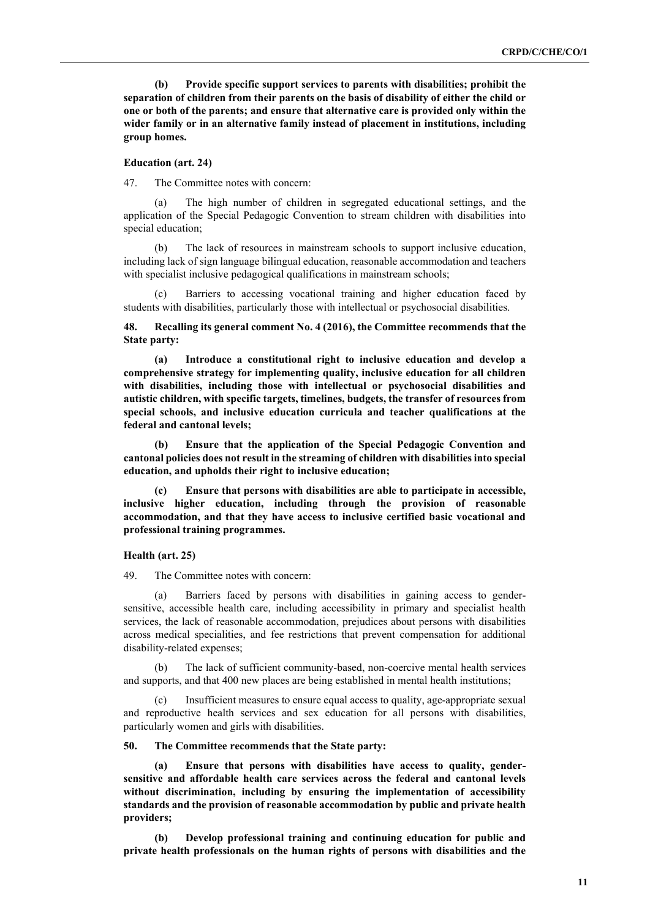**(b) Provide specific support services to parents with disabilities; prohibit the separation of children from their parents on the basis of disability of either the child or one or both of the parents; and ensure that alternative care is provided only within the wider family or in an alternative family instead of placement in institutions, including group homes.**

**Education (art. 24)**

47. The Committee notes with concern:

(a) The high number of children in segregated educational settings, and the application of the Special Pedagogic Convention to stream children with disabilities into special education;

(b) The lack of resources in mainstream schools to support inclusive education, including lack of sign language bilingual education, reasonable accommodation and teachers with specialist inclusive pedagogical qualifications in mainstream schools;

(c) Barriers to accessing vocational training and higher education faced by students with disabilities, particularly those with intellectual or psychosocial disabilities.

**48. Recalling its general comment No. 4 (2016), the Committee recommends that the State party:**

**(a) Introduce a constitutional right to inclusive education and develop a comprehensive strategy for implementing quality, inclusive education for all children with disabilities, including those with intellectual or psychosocial disabilities and autistic children, with specific targets, timelines, budgets, the transfer of resources from special schools, and inclusive education curricula and teacher qualifications at the federal and cantonal levels;**

**(b) Ensure that the application of the Special Pedagogic Convention and cantonal policies does not result in the streaming of children with disabilities into special education, and upholds their right to inclusive education;**

**(c) Ensure that persons with disabilities are able to participate in accessible, inclusive higher education, including through the provision of reasonable accommodation, and that they have access to inclusive certified basic vocational and professional training programmes.**

**Health (art. 25)**

49. The Committee notes with concern:

(a) Barriers faced by persons with disabilities in gaining access to gender-sensitive, accessible health care, including accessibility in primary and specialist health services, the lack of reasonable accommodation, prejudices about persons with disabilities across medical specialities, and fee restrictions that prevent compensation for additional disability-related expenses;

(b) The lack of sufficient community-based, non-coercive mental health services and supports, and that 400 new places are being established in mental health institutions;

(c) Insufficient measures to ensure equal access to quality, age-appropriate sexual and reproductive health services and sex education for all persons with disabilities, particularly women and girls with disabilities.

**50. The Committee recommends that the State party:**

**(a) Ensure that persons with disabilities have access to quality, gender-sensitive and affordable health care services across the federal and cantonal levels without discrimination, including by ensuring the implementation of accessibility standards and the provision of reasonable accommodation by public and private health providers;**

**(b) Develop professional training and continuing education for public and private health professionals on the human rights of persons with disabilities and the**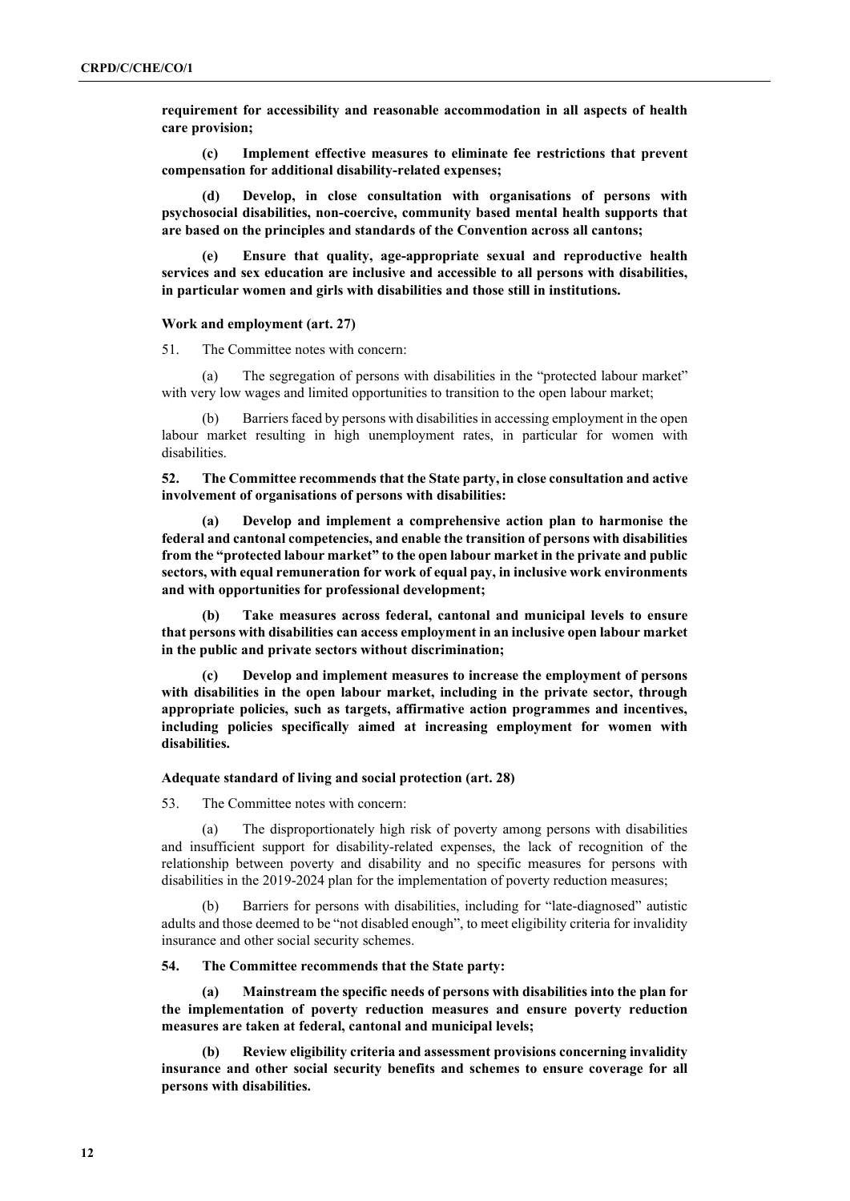**requirement for accessibility and reasonable accommodation in all aspects of health care provision;**

**(c) Implement effective measures to eliminate fee restrictions that prevent compensation for additional disability-related expenses;**

**(d) Develop, in close consultation with organisations of persons with psychosocial disabilities, non-coercive, community based mental health supports that are based on the principles and standards of the Convention across all cantons;**

**(e) Ensure that quality, age-appropriate sexual and reproductive health services and sex education are inclusive and accessible to all persons with disabilities, in particular women and girls with disabilities and those still in institutions.**

#### Work and employment (art. 27)

51. The Committee notes with concern:

(a) The segregation of persons with disabilities in the "protected labour market" with very low wages and limited opportunities to transition to the open labour market;

(b) Barriers faced by persons with disabilities in accessing employment in the open labour market resulting in high unemployment rates, in particular for women with disabilities.

**52. The Committee recommends that the State party, in close consultation and active involvement of organisations of persons with disabilities:**

**(a) Develop and implement a comprehensive action plan to harmonise the federal and cantonal competencies, and enable the transition of persons with disabilities from the "protected labour market" to the open labour market in the private and public sectors, with equal remuneration for work of equal pay, in inclusive work environments and with opportunities for professional development;**

**(b) Take measures across federal, cantonal and municipal levels to ensure that persons with disabilities can access employment in an inclusive open labour market in the public and private sectors without discrimination;**

**(c) Develop and implement measures to increase the employment of persons with disabilities in the open labour market, including in the private sector, through appropriate policies, such as targets, affirmative action programmes and incentives, including policies specifically aimed at increasing employment for women with disabilities.**

#### Adequate standard of living and social protection (art. 28)

53. The Committee notes with concern:

(a) The disproportionately high risk of poverty among persons with disabilities and insufficient support for disability-related expenses, the lack of recognition of the relationship between poverty and disability and no specific measures for persons with disabilities in the 2019-2024 plan for the implementation of poverty reduction measures;

(b) Barriers for persons with disabilities, including for "late-diagnosed" autistic adults and those deemed to be "not disabled enough", to meet eligibility criteria for invalidity insurance and other social security schemes.

**54. The Committee recommends that the State party:**

**(a) Mainstream the specific needs of persons with disabilities into the plan for the implementation of poverty reduction measures and ensure poverty reduction measures are taken at federal, cantonal and municipal levels;**

**(b) Review eligibility criteria and assessment provisions concerning invalidity insurance and other social security benefits and schemes to ensure coverage for all persons with disabilities.**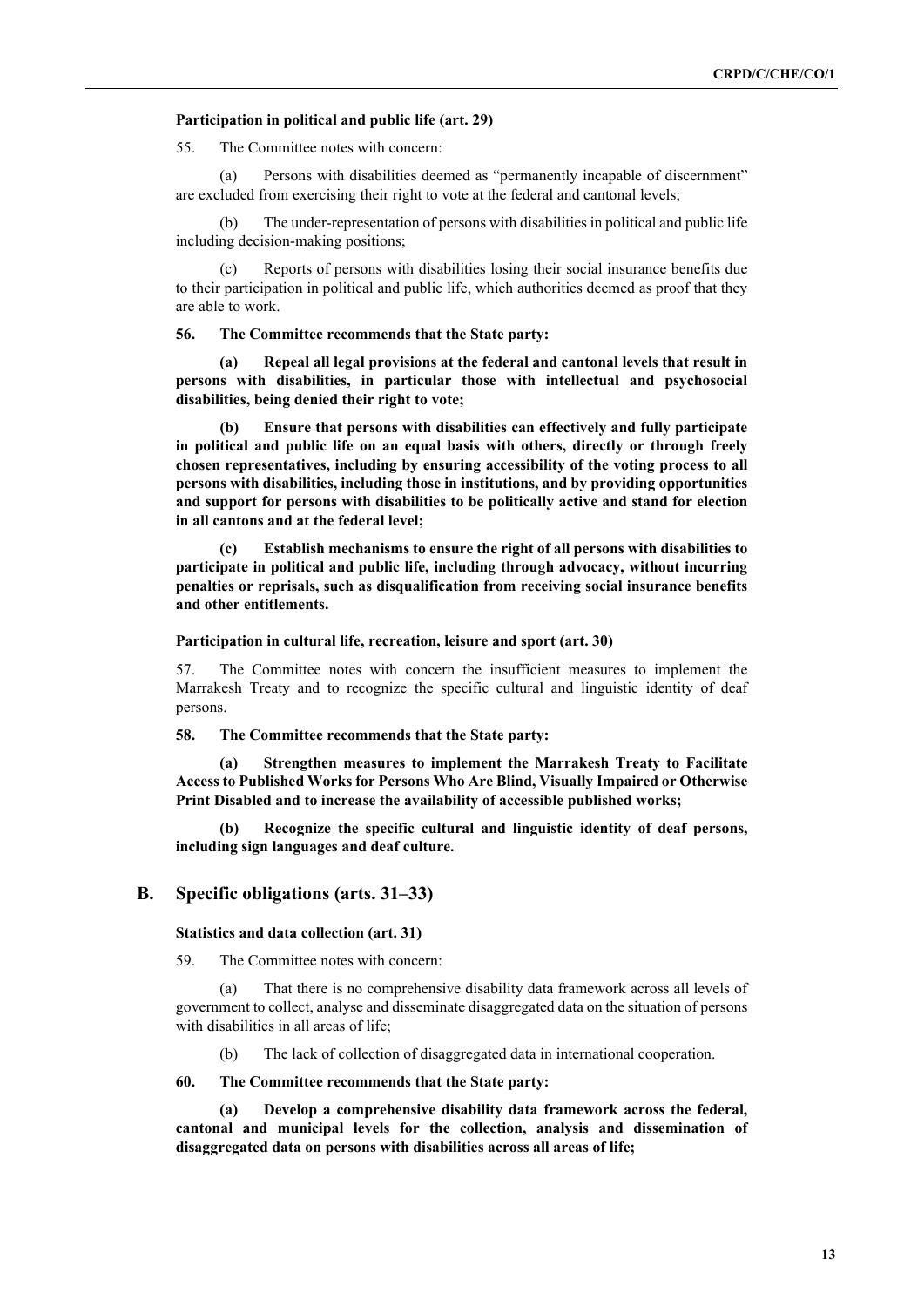**Participation in political and public life (art. 29)**

55. The Committee notes with concern:

(a) Persons with disabilities deemed as "permanently incapable of discernment" are excluded from exercising their right to vote at the federal and cantonal levels;

(b) The under-representation of persons with disabilities in political and public life including decision-making positions;

(c) Reports of persons with disabilities losing their social insurance benefits due to their participation in political and public life, which authorities deemed as proof that they are able to work.

**56. The Committee recommends that the State party:**

**(a) Repeal all legal provisions at the federal and cantonal levels that result in persons with disabilities, in particular those with intellectual and psychosocial disabilities, being denied their right to vote;**

**(b) Ensure that persons with disabilities can effectively and fully participate in political and public life on an equal basis with others, directly or through freely chosen representatives, including by ensuring accessibility of the voting process to all persons with disabilities, including those in institutions, and by providing opportunities and support for persons with disabilities to be politically active and stand for election in all cantons and at the federal level;**

**(c) Establish mechanisms to ensure the right of all persons with disabilities to participate in political and public life, including through advocacy, without incurring penalties or reprisals, such as disqualification from receiving social insurance benefits and other entitlements.**

**Participation in cultural life, recreation, leisure and sport (art. 30)**

57. The Committee notes with concern the insufficient measures to implement the Marrakesh Treaty and to recognize the specific cultural and linguistic identity of deaf persons.

**58. The Committee recommends that the State party:**

**(a) Strengthen measures to implement the Marrakesh Treaty to Facilitate Access to Published Works for Persons Who Are Blind, Visually Impaired or Otherwise Print Disabled and to increase the availability of accessible published works;**

**(b) Recognize the specific cultural and linguistic identity of deaf persons, including sign languages and deaf culture.**

## B. Specific obligations (arts. 31–33)

**Statistics and data collection (art. 31)**

59. The Committee notes with concern:

(a) That there is no comprehensive disability data framework across all levels of government to collect, analyse and disseminate disaggregated data on the situation of persons with disabilities in all areas of life;

(b) The lack of collection of disaggregated data in international cooperation.

**60. The Committee recommends that the State party:**

**(a) Develop a comprehensive disability data framework across the federal, cantonal and municipal levels for the collection, analysis and dissemination of disaggregated data on persons with disabilities across all areas of life;**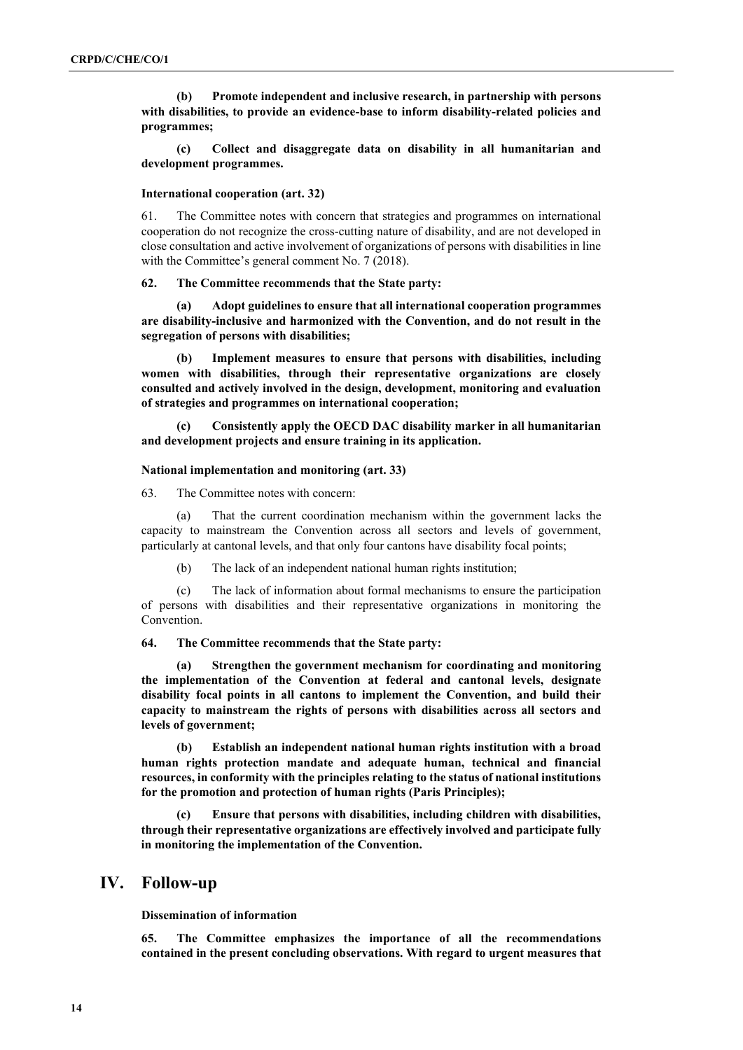**(b) Promote independent and inclusive research, in partnership with persons with disabilities, to provide an evidence-base to inform disability-related policies and programmes;**

**(c) Collect and disaggregate data on disability in all humanitarian and development programmes.**

#### International cooperation (art. 32)

61. The Committee notes with concern that strategies and programmes on international cooperation do not recognize the cross-cutting nature of disability, and are not developed in close consultation and active involvement of organizations of persons with disabilities in line with the Committee's general comment No. 7 (2018).

**62. The Committee recommends that the State party:**

**(a) Adopt guidelines to ensure that all international cooperation programmes are disability-inclusive and harmonized with the Convention, and do not result in the segregation of persons with disabilities;**

**(b) Implement measures to ensure that persons with disabilities, including women with disabilities, through their representative organizations are closely consulted and actively involved in the design, development, monitoring and evaluation of strategies and programmes on international cooperation;**

**(c) Consistently apply the OECD DAC disability marker in all humanitarian and development projects and ensure training in its application.**

#### National implementation and monitoring (art. 33)

63. The Committee notes with concern:

(a) That the current coordination mechanism within the government lacks the capacity to mainstream the Convention across all sectors and levels of government, particularly at cantonal levels, and that only four cantons have disability focal points;

(b) The lack of an independent national human rights institution;

(c) The lack of information about formal mechanisms to ensure the participation of persons with disabilities and their representative organizations in monitoring the Convention.

**64. The Committee recommends that the State party:**

**(a) Strengthen the government mechanism for coordinating and monitoring the implementation of the Convention at federal and cantonal levels, designate disability focal points in all cantons to implement the Convention, and build their capacity to mainstream the rights of persons with disabilities across all sectors and levels of government;**

**(b) Establish an independent national human rights institution with a broad human rights protection mandate and adequate human, technical and financial resources, in conformity with the principles relating to the status of national institutions for the promotion and protection of human rights (Paris Principles);**

**(c) Ensure that persons with disabilities, including children with disabilities, through their representative organizations are effectively involved and participate fully in monitoring the implementation of the Convention.**

## IV. Follow-up

#### Dissemination of information

**65. The Committee emphasizes the importance of all the recommendations contained in the present concluding observations. With regard to urgent measures that**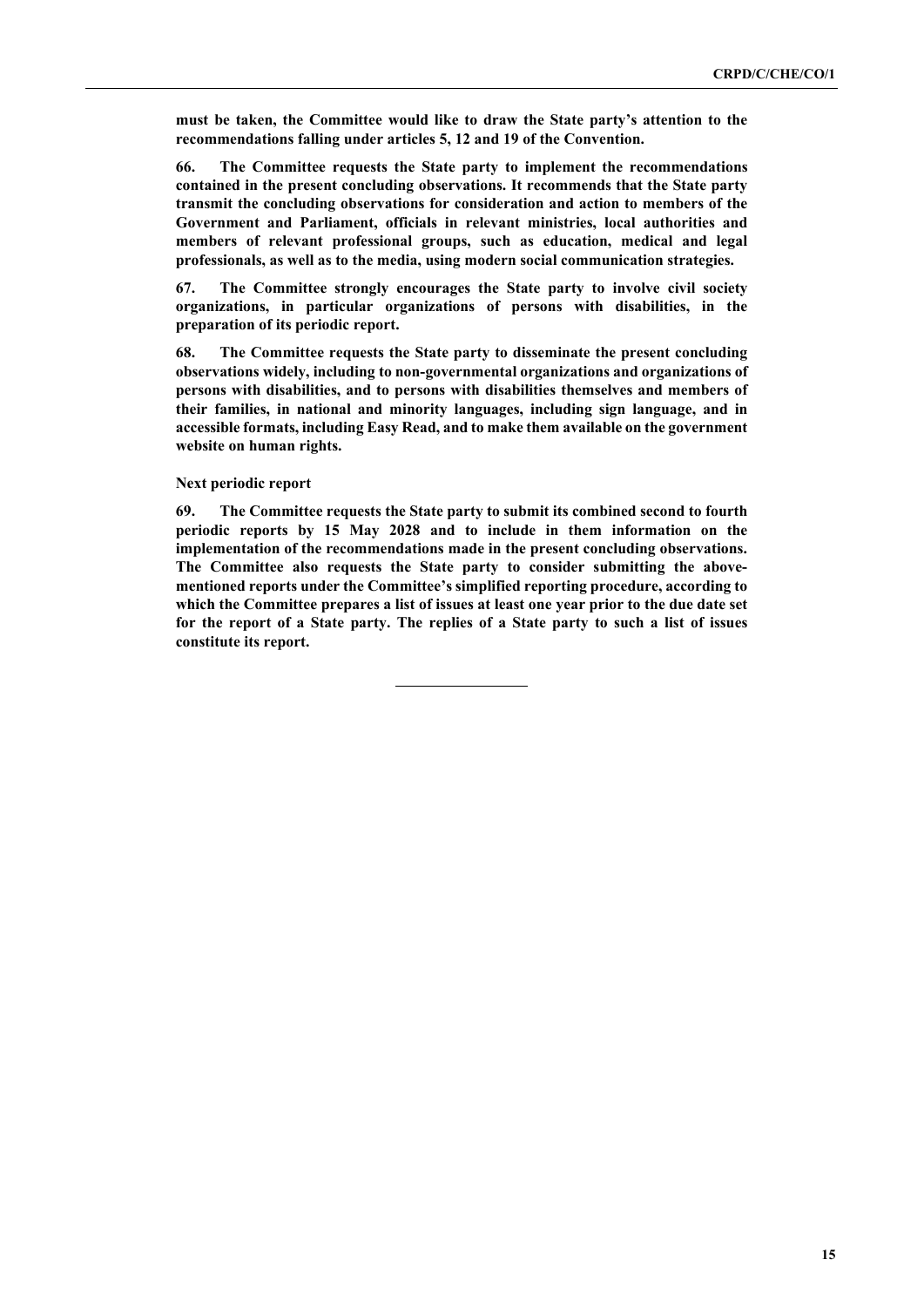**must be taken, the Committee would like to draw the State party's attention to the recommendations falling under articles 5, 12 and 19 of the Convention.**

**66. The Committee requests the State party to implement the recommendations contained in the present concluding observations. It recommends that the State party transmit the concluding observations for consideration and action to members of the Government and Parliament, officials in relevant ministries, local authorities and members of relevant professional groups, such as education, medical and legal professionals, as well as to the media, using modern social communication strategies.**

**67. The Committee strongly encourages the State party to involve civil society organizations, in particular organizations of persons with disabilities, in the preparation of its periodic report.**

**68. The Committee requests the State party to disseminate the present concluding observations widely, including to non-governmental organizations and organizations of persons with disabilities, and to persons with disabilities themselves and members of their families, in national and minority languages, including sign language, and in accessible formats, including Easy Read, and to make them available on the government website on human rights.**

**Next periodic report**

**69. The Committee requests the State party to submit its combined second to fourth periodic reports by 15 May 2028 and to include in them information on the implementation of the recommendations made in the present concluding observations. The Committee also requests the State party to consider submitting the above-mentioned reports under the Committee's simplified reporting procedure, according to which the Committee prepares a list of issues at least one year prior to the due date set for the report of a State party. The replies of a State party to such a list of issues constitute its report.**